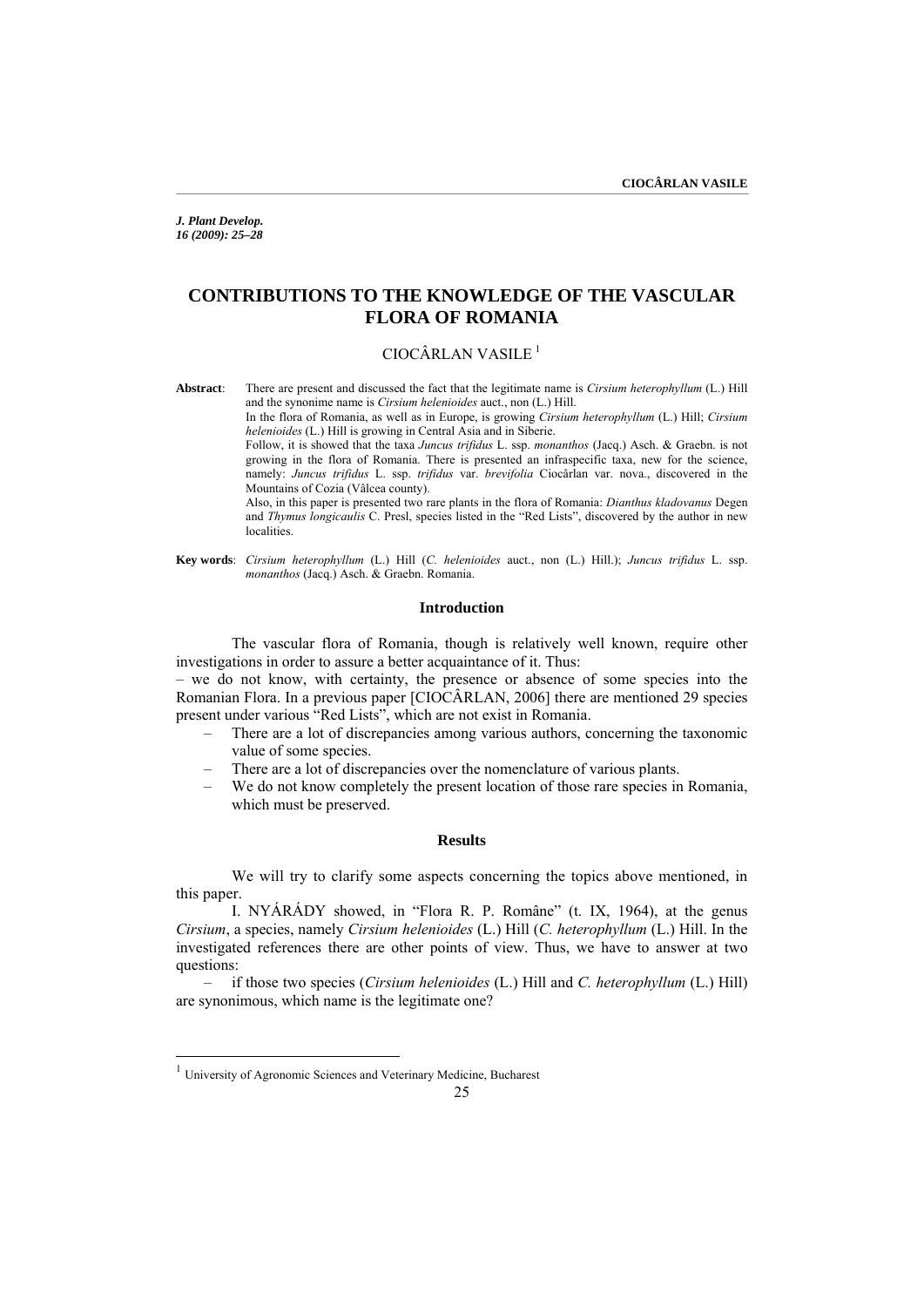# CONTRIBUTIONS TO THE KNOWLEDGE OF THE VASCULAR FLORA OF ROMANIA

CIOCÂRLAN VASILE [1]

**Abstract**: There are present and discussed the fact that the legitimate name is *Cirsium heterophyllum* (L.) Hill and the synonime name is *Cirsium helenioides* auct., non (L.) Hill.

In the flora of Romania, as well as in Europe, is growing *Cirsium heterophyllum* (L.) Hill; *Cirsium helenioides* (L.) Hill is growing in Central Asia and in Siberie.

Follow, it is showed that the taxa *Juncus trifidus* L. ssp. *monanthos* (Jacq.) Asch. & Graebn. is not growing in the flora of Romania. There is presented an infraspecific taxa, new for the science, namely: *Juncus trifidus* L. ssp. *trifidus* var. *brevifolia* Ciocârlan var. nova., discovered in the Mountains of Cozia (Vâlcea county).

Also, in this paper is presented two rare plants in the flora of Romania: *Dianthus kladovanus* Degen and *Thymus longicaulis* C. Presl, species listed in the "Red Lists", discovered by the author in new localities.

**Key words**: *Cirsium heterophyllum* (L.) Hill (*C. helenioides* auct., non (L.) Hill.); *Juncus trifidus* L. ssp. *monanthos* (Jacq.) Asch. & Graebn. Romania.

## Introduction

The vascular flora of Romania, though is relatively well known, require other investigations in order to assure a better acquaintance of it. Thus:

– we do not know, with certainty, the presence or absence of some species into the Romanian Flora. In a previous paper [CIOCÂRLAN, 2006] there are mentioned 29 species present under various "Red Lists", which are not exist in Romania.

- There are a lot of discrepancies among various authors, concerning the taxonomic value of some species.
- There are a lot of discrepancies over the nomenclature of various plants.
- We do not know completely the present location of those rare species in Romania, which must be preserved.

## Results

We will try to clarify some aspects concerning the topics above mentioned, in this paper.

I. NYÁRÁDY showed, in "Flora R. P. Române" (t. IX, 1964), at the genus *Cirsium*, a species, namely *Cirsium helenioides* (L.) Hill (*C. heterophyllum* (L.) Hill. In the investigated references there are other points of view. Thus, we have to answer at two questions:

– if those two species (*Cirsium helenioides* (L.) Hill and *C. heterophyllum* (L.) Hill) are synonimous, which name is the legitimate one?

[1] University of Agronomic Sciences and Veterinary Medicine, Bucharest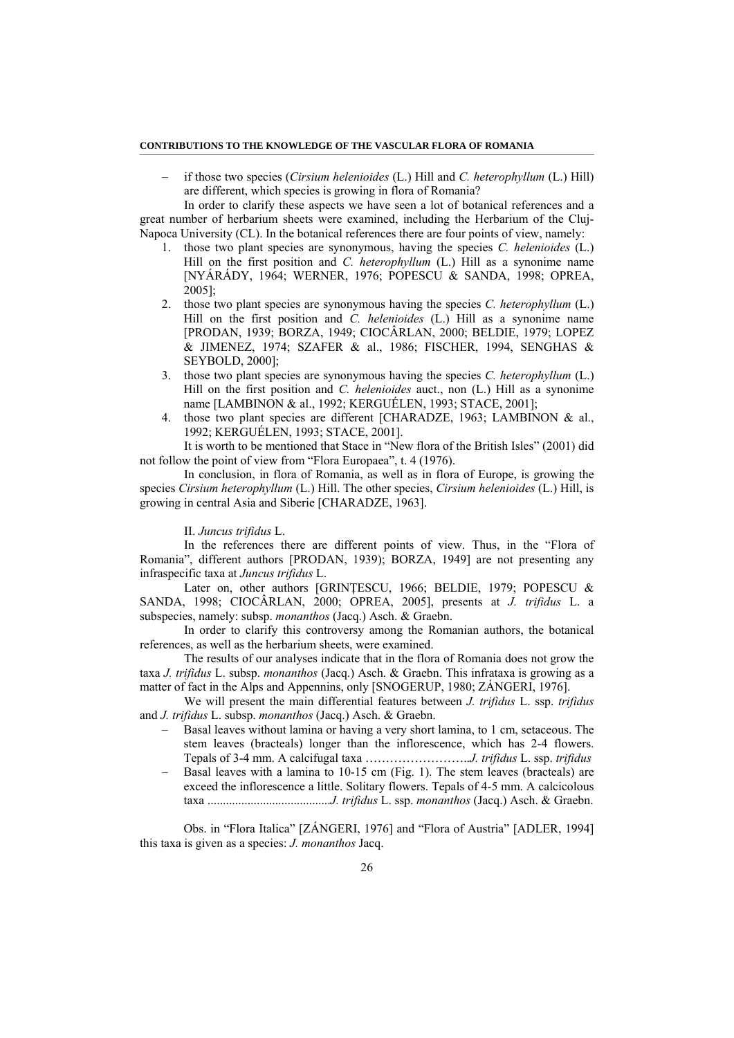– if those two species (*Cirsium helenioides* (L.) Hill and *C. heterophyllum* (L.) Hill) are different, which species is growing in flora of Romania?

In order to clarify these aspects we have seen a lot of botanical references and a great number of herbarium sheets were examined, including the Herbarium of the Cluj-Napoca University (CL). In the botanical references there are four points of view, namely:

1. those two plant species are synonymous, having the species *C. helenioides* (L.) Hill on the first position and *C. heterophyllum* (L.) Hill as a synonime name [NYÁRÁDY, 1964; WERNER, 1976; POPESCU & SANDA, 1998; OPREA, 2005];
2. those two plant species are synonymous having the species *C. heterophyllum* (L.) Hill on the first position and *C. helenioides* (L.) Hill as a synonime name [PRODAN, 1939; BORZA, 1949; CIOCÂRLAN, 2000; BELDIE, 1979; LOPEZ & JIMENEZ, 1974; SZAFER & al., 1986; FISCHER, 1994, SENGHAS & SEYBOLD, 2000];
3. those two plant species are synonymous having the species *C. heterophyllum* (L.) Hill on the first position and *C. helenioides* auct., non (L.) Hill as a synonime name [LAMBINON & al., 1992; KERGUÉLEN, 1993; STACE, 2001];
4. those two plant species are different [CHARADZE, 1963; LAMBINON & al., 1992; KERGUÉLEN, 1993; STACE, 2001].

It is worth to be mentioned that Stace in "New flora of the British Isles" (2001) did not follow the point of view from "Flora Europaea", t. 4 (1976).

In conclusion, in flora of Romania, as well as in flora of Europe, is growing the species *Cirsium heterophyllum* (L.) Hill. The other species, *Cirsium helenioides* (L.) Hill, is growing in central Asia and Siberie [CHARADZE, 1963].

II. *Juncus trifidus* L.

In the references there are different points of view. Thus, in the "Flora of Romania", different authors [PRODAN, 1939); BORZA, 1949] are not presenting any infraspecific taxa at *Juncus trifidus* L.

Later on, other authors [GRINŢESCU, 1966; BELDIE, 1979; POPESCU & SANDA, 1998; CIOCÂRLAN, 2000; OPREA, 2005], presents at *J. trifidus* L. a subspecies, namely: subsp. *monanthos* (Jacq.) Asch. & Graebn.

In order to clarify this controversy among the Romanian authors, the botanical references, as well as the herbarium sheets, were examined.

The results of our analyses indicate that in the flora of Romania does not grow the taxa *J. trifidus* L. subsp. *monanthos* (Jacq.) Asch. & Graebn. This infrataxa is growing as a matter of fact in the Alps and Appennins, only [SNOGERUP, 1980; ZÁNGERI, 1976].

We will present the main differential features between *J. trifidus* L. ssp. *trifidus* and *J. trifidus* L. subsp. *monanthos* (Jacq.) Asch. & Graebn.

– Basal leaves without lamina or having a very short lamina, to 1 cm, setaceous. The stem leaves (bracteals) longer than the inflorescence, which has 2-4 flowers. Tepals of 3-4 mm. A calcifugal taxa ……………………..*J. trifidus* L. ssp. *trifidus*
– Basal leaves with a lamina to 10-15 cm (Fig. 1). The stem leaves (bracteals) are exceed the inflorescence a little. Solitary flowers. Tepals of 4-5 mm. A calcicolous taxa ........................................*J. trifidus* L. ssp. *monanthos* (Jacq.) Asch. & Graebn.

Obs. in "Flora Italica" [ZÁNGERI, 1976] and "Flora of Austria" [ADLER, 1994] this taxa is given as a species: *J. monanthos* Jacq.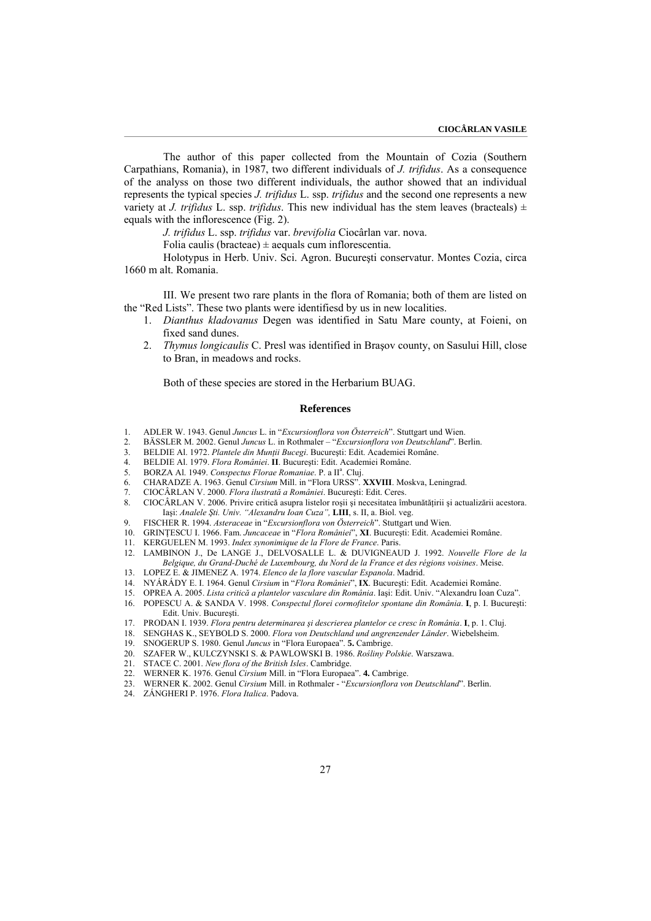The author of this paper collected from the Mountain of Cozia (Southern Carpathians, Romania), in 1987, two different individuals of *J. trifidus*. As a consequence of the analyss on those two different individuals, the author showed that an individual represents the typical species *J. trifidus* L. ssp. *trifidus* and the second one represents a new variety at *J. trifidus* L. ssp. *trifidus*. This new individual has the stem leaves (bracteals) ± equals with the inflorescence (Fig. 2).

*J. trifidus* L. ssp. *trifidus* var. *brevifolia* Ciocârlan var. nova.

Folia caulis (bracteae) ± aequals cum inflorescentia.

Holotypus in Herb. Univ. Sci. Agron. Bucureşti conservatur. Montes Cozia, circa 1660 m alt. Romania.

III. We present two rare plants in the flora of Romania; both of them are listed on the "Red Lists". These two plants were identifiesd by us in new localities.

1. *Dianthus kladovanus* Degen was identified in Satu Mare county, at Foieni, on fixed sand dunes.
2. *Thymus longicaulis* C. Presl was identified in Braşov county, on Sasului Hill, close to Bran, in meadows and rocks.

Both of these species are stored in the Herbarium BUAG.

## References

1. ADLER W. 1943. Genul *Juncus* L. in "*Excursionflora von Österreich*". Stuttgart und Wien.
2. BÄSSLER M. 2002. Genul *Juncus* L. in Rothmaler – "*Excursionflora von Deutschland*". Berlin.
3. BELDIE Al. 1972. *Plantele din Munţii Bucegi*. Bucureşti: Edit. Academiei Române.
4. BELDIE Al. 1979. *Flora României*. **II**. Bucureşti: Edit. Academiei Române.
5. BORZA Al. 1949. *Conspectus Florae Romaniae*. P. a II[a]. Cluj.
6. CHARADZE A. 1963. Genul *Cirsium* Mill. in "Flora URSS". **XXVIII**. Moskva, Leningrad.
7. CIOCÂRLAN V. 2000. *Flora ilustrată a României*. Bucureşti: Edit. Ceres.
8. CIOCÂRLAN V. 2006. Privire critică asupra listelor roşii şi necesitatea îmbunătăţirii şi actualizării acestora. Iaşi: *Analele Şti. Univ. "Alexandru Ioan Cuza",* **LIII**, s. II, a. Biol. veg.
9. FISCHER R. 1994. *Asteraceae* in "*Excursionflora von Österreich*". Stuttgart und Wien.
10. GRINŢESCU I. 1966. Fam. *Juncaceae* in "*Flora României*", **XI**. Bucureşti: Edit. Academiei Române.
11. KERGUELEN M. 1993. *Index synonimique de la Flore de France*. Paris.
12. LAMBINON J., De LANGE J., DELVOSALLE L. & DUVIGNEAUD J. 1992. *Nouvelle Flore de la Belgique, du Grand-Duché de Luxembourg, du Nord de la France et des régions voisines*. Meise.
13. LOPEZ E. & JIMENEZ A. 1974. *Elenco de la flore vascular Espanola*. Madrid.
14. NYÁRÁDY E. I. 1964. Genul *Cirsium* in "*Flora României*", **IX**. Bucureşti: Edit. Academiei Române.
15. OPREA A. 2005. *Lista critică a plantelor vasculare din România*. Iaşi: Edit. Univ. "Alexandru Ioan Cuza".
16. POPESCU A. & SANDA V. 1998. *Conspectul florei cormofitelor spontane din România*. **I**, p. I. Bucureşti: Edit. Univ. Bucureşti.
17. PRODAN I. 1939. *Flora pentru determinarea şi descrierea plantelor ce cresc în România*. **I**, p. 1. Cluj.
18. SENGHAS K., SEYBOLD S. 2000. *Flora von Deutschland und angrenzender Länder*. Wiebelsheim.
19. SNOGERUP S. 1980. Genul *Juncus* in "Flora Europaea". **5.** Cambrige.
20. SZAFER W., KULCZYNSKI S. & PAWLOWSKI B. 1986. *Rośliny Polskie*. Warszawa.
21. STACE C. 2001. *New flora of the British Isles*. Cambridge.
22. WERNER K. 1976. Genul *Cirsium* Mill. in "Flora Europaea". **4.** Cambrige.
23. WERNER K. 2002. Genul *Cirsium* Mill. in Rothmaler - "*Excursionflora von Deutschland*". Berlin.
24. ZÁNGHERI P. 1976. *Flora Italica*. Padova.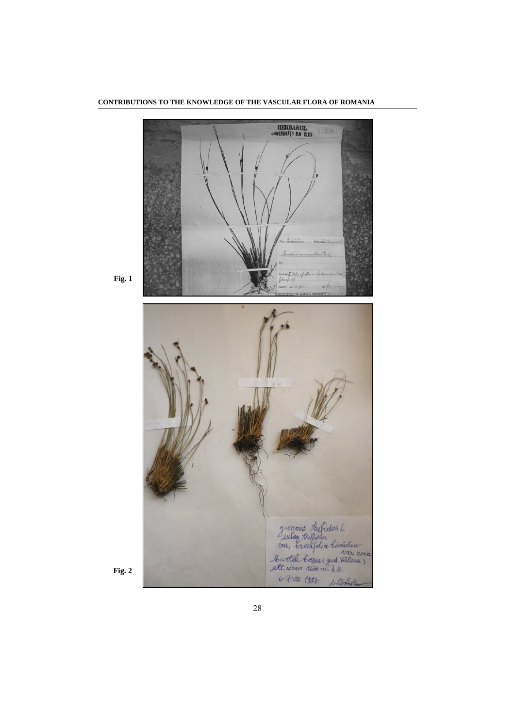Fig. 1

Fig. 2